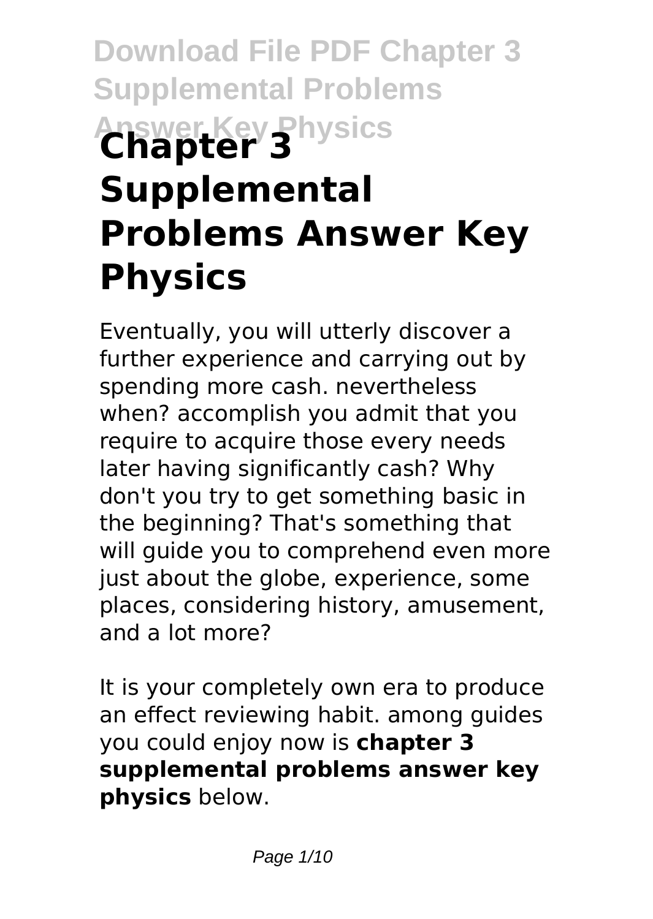# Chapter 3 Supplemental Problems Answer Key Physics

Eventually, you will utterly discover a further experience and carrying out by spending more cash. nevertheless when? accomplish you admit that you require to acquire those every needs later having significantly cash? Why don't you try to get something basic in the beginning? That's something that will guide you to comprehend even more just about the globe, experience, some places, considering history, amusement, and a lot more?

It is your completely own era to produce an effect reviewing habit. among guides you could enjoy now is **chapter 3 supplemental problems answer key physics** below.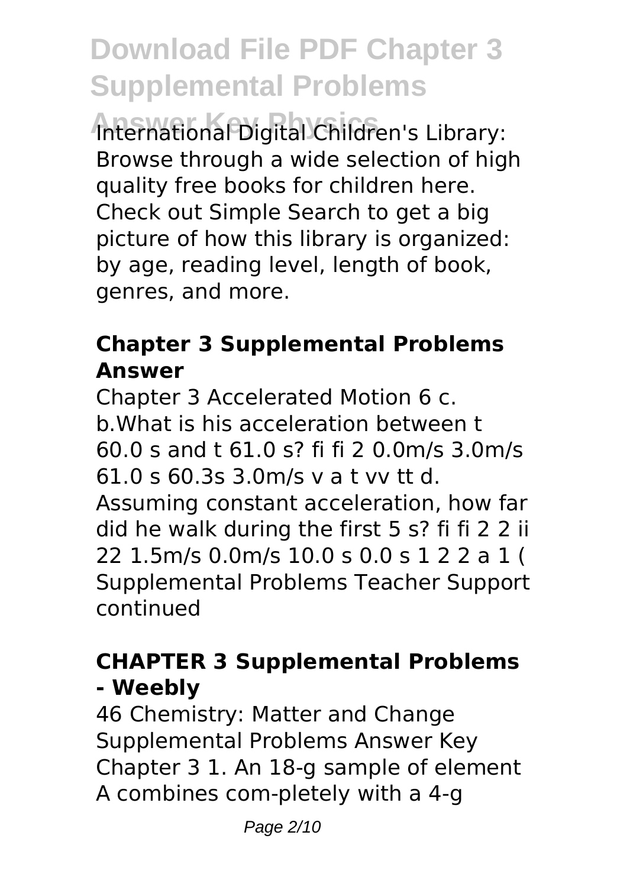International Digital Children's Library: Browse through a wide selection of high quality free books for children here. Check out Simple Search to get a big picture of how this library is organized: by age, reading level, length of book, genres, and more.

### Chapter 3 Supplemental Problems Answer

Chapter 3 Accelerated Motion 6 c. b.What is his acceleration between t 60.0 s and t 61.0 s? fi fi 2 0.0m/s 3.0m/s 61.0 s 60.3s 3.0m/s v a t vv tt d. Assuming constant acceleration, how far did he walk during the first 5 s? fi fi 2 2 ii 22 1.5m/s 0.0m/s 10.0 s 0.0 s 1 2 2 a 1 ( Supplemental Problems Teacher Support continued

### CHAPTER 3 Supplemental Problems - Weebly

46 Chemistry: Matter and Change Supplemental Problems Answer Key Chapter 3 1. An 18-g sample of element A combines com-pletely with a 4-g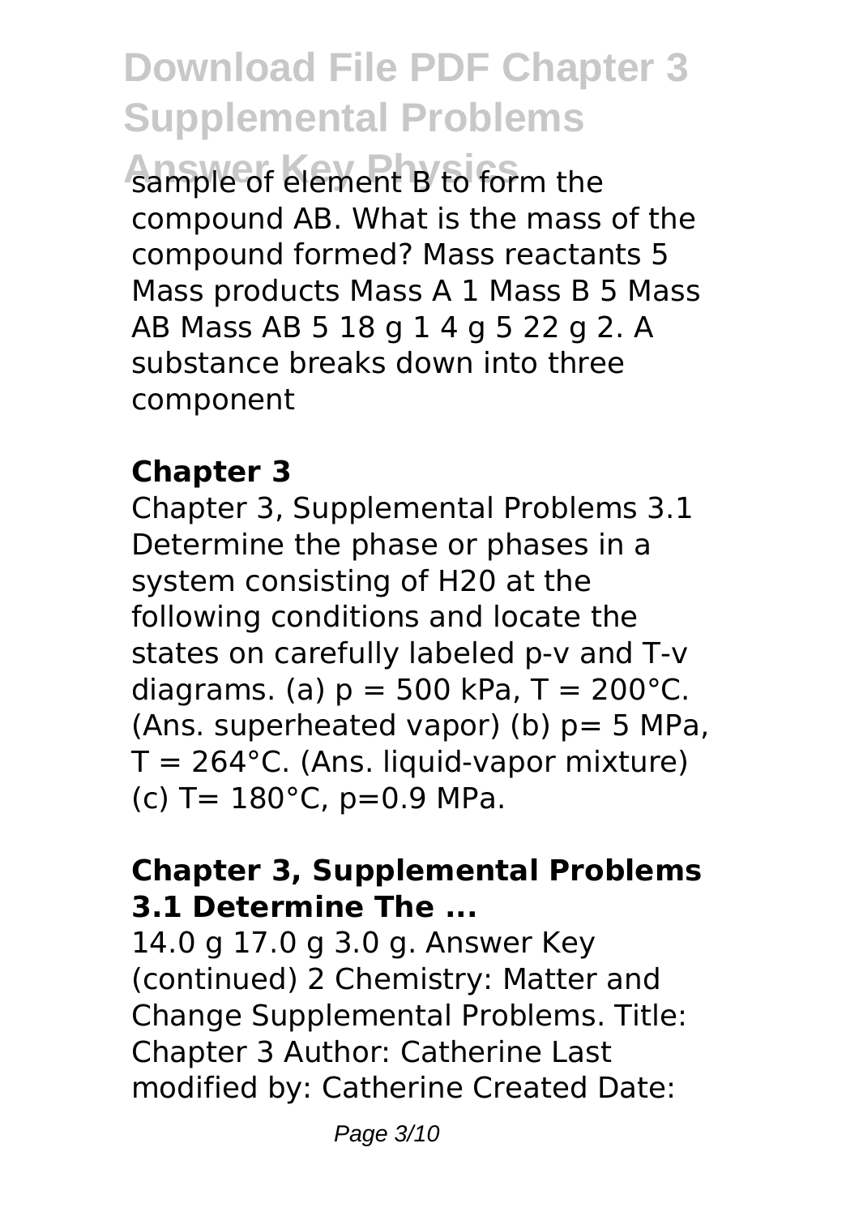sample of element B to form the compound AB. What is the mass of the compound formed? Mass reactants 5 Mass products Mass A 1 Mass B 5 Mass AB Mass AB 5 18 g 1 4 g 5 22 g 2. A substance breaks down into three component

**Chapter 3**

Chapter 3, Supplemental Problems 3.1 Determine the phase or phases in a system consisting of H20 at the following conditions and locate the states on carefully labeled p-v and T-v diagrams. (a) $p = 500$ kPa, $T = 200°C$. (Ans. superheated vapor) (b) $p= 5$ MPa, $T = 264°C$. (Ans. liquid-vapor mixture) (c) $T= 180°C$, $p=0.9$ MPa.

**Chapter 3, Supplemental Problems 3.1 Determine The ...**

14.0 g 17.0 g 3.0 g. Answer Key (continued) 2 Chemistry: Matter and Change Supplemental Problems. Title: Chapter 3 Author: Catherine Last modified by: Catherine Created Date: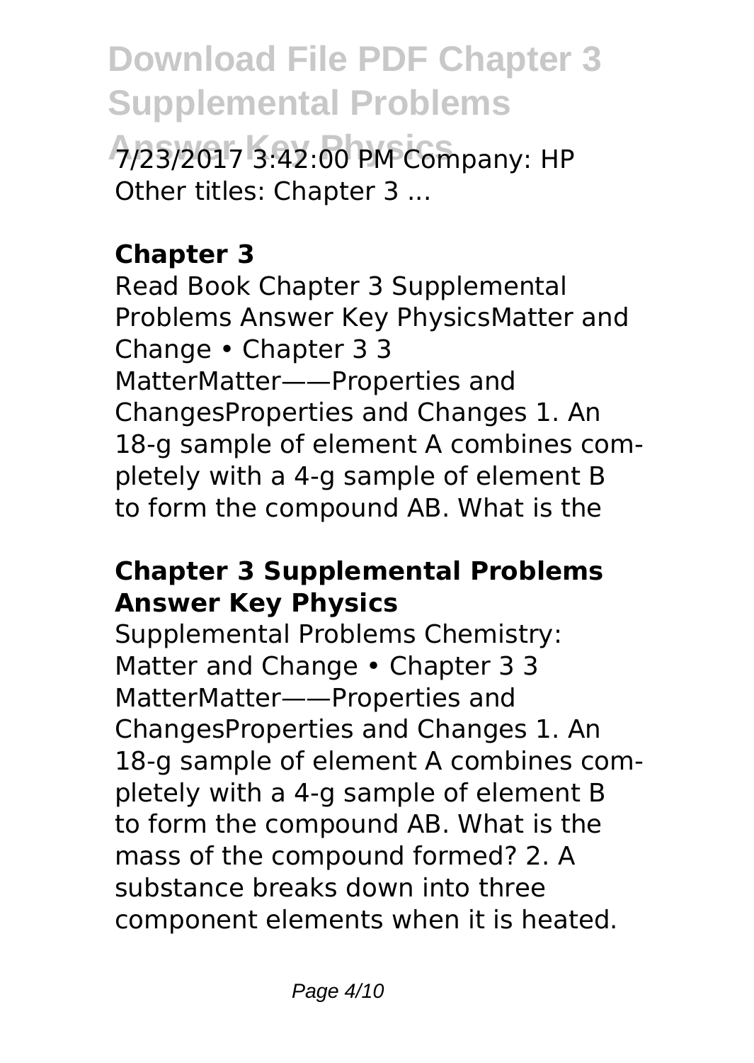7/23/2017 3:42:00 PM Company: HP Other titles: Chapter 3 ...

## Chapter 3

Read Book Chapter 3 Supplemental Problems Answer Key PhysicsMatter and Change • Chapter 3 3 MatterMatter——Properties and ChangesProperties and Changes 1. An 18-g sample of element A combines completely with a 4-g sample of element B to form the compound AB. What is the

## Chapter 3 Supplemental Problems Answer Key Physics

Supplemental Problems Chemistry: Matter and Change • Chapter 3 3 MatterMatter——Properties and ChangesProperties and Changes 1. An 18-g sample of element A combines completely with a 4-g sample of element B to form the compound AB. What is the mass of the compound formed? 2. A substance breaks down into three component elements when it is heated.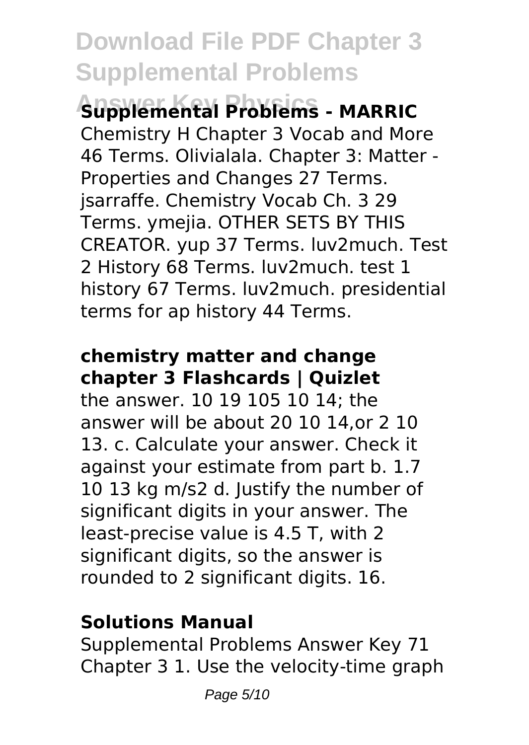**Supplemental Problems - MARRIC**

Chemistry H Chapter 3 Vocab and More 46 Terms. Olivialala. Chapter 3: Matter - Properties and Changes 27 Terms. jsarraffe. Chemistry Vocab Ch. 3 29 Terms. ymejia. OTHER SETS BY THIS CREATOR. yup 37 Terms. luv2much. Test 2 History 68 Terms. luv2much. test 1 history 67 Terms. luv2much. presidential terms for ap history 44 Terms.

**chemistry matter and change chapter 3 Flashcards | Quizlet**

the answer. 10 19 105 10 14; the answer will be about 20 10 14,or 2 10 13. c. Calculate your answer. Check it against your estimate from part b. 1.7 10 13 kg m/s2 d. Justify the number of significant digits in your answer. The least-precise value is 4.5 T, with 2 significant digits, so the answer is rounded to 2 significant digits. 16.

**Solutions Manual**

Supplemental Problems Answer Key 71 Chapter 3 1. Use the velocity-time graph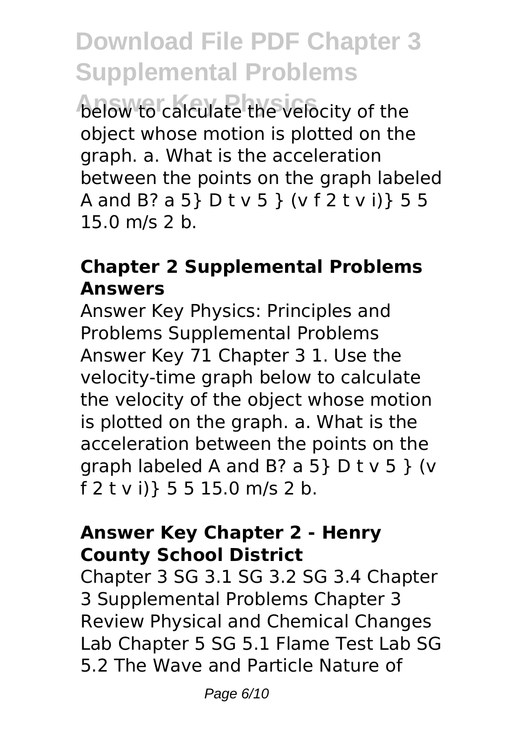below to calculate the velocity of the object whose motion is plotted on the graph. a. What is the acceleration between the points on the graph labeled A and B? a 5} D t v 5 } (v f 2 t v i)} 5 5 15.0 m/s 2 b.

### Chapter 2 Supplemental Problems Answers

Answer Key Physics: Principles and Problems Supplemental Problems Answer Key 71 Chapter 3 1. Use the velocity-time graph below to calculate the velocity of the object whose motion is plotted on the graph. a. What is the acceleration between the points on the graph labeled A and B? a 5} D t v 5 } (v f 2 t v i)} 5 5 15.0 m/s 2 b.

### Answer Key Chapter 2 - Henry County School District

Chapter 3 SG 3.1 SG 3.2 SG 3.4 Chapter 3 Supplemental Problems Chapter 3 Review Physical and Chemical Changes Lab Chapter 5 SG 5.1 Flame Test Lab SG 5.2 The Wave and Particle Nature of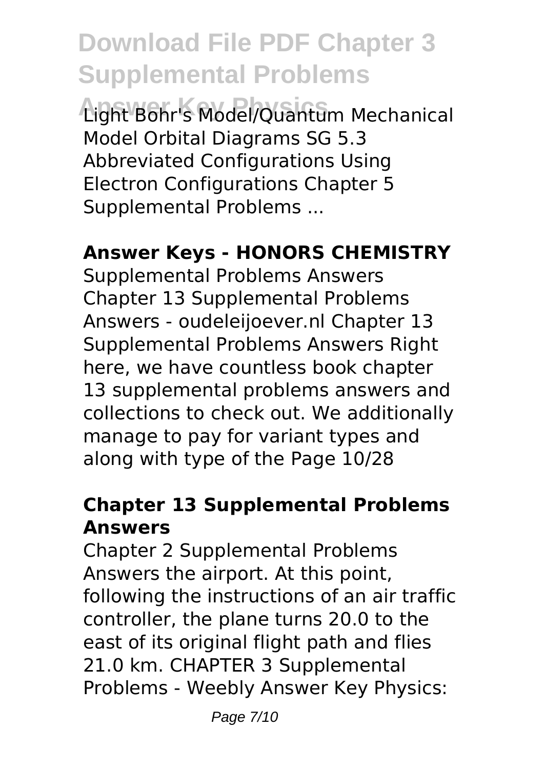Light Bohr's Model/Quantum Mechanical Model Orbital Diagrams SG 5.3 Abbreviated Configurations Using Electron Configurations Chapter 5 Supplemental Problems ...

### Answer Keys - HONORS CHEMISTRY

Supplemental Problems Answers Chapter 13 Supplemental Problems Answers - oudeleijoever.nl Chapter 13 Supplemental Problems Answers Right here, we have countless book chapter 13 supplemental problems answers and collections to check out. We additionally manage to pay for variant types and along with type of the Page 10/28

### Chapter 13 Supplemental Problems Answers

Chapter 2 Supplemental Problems Answers the airport. At this point, following the instructions of an air traffic controller, the plane turns 20.0 to the east of its original flight path and flies 21.0 km. CHAPTER 3 Supplemental Problems - Weebly Answer Key Physics: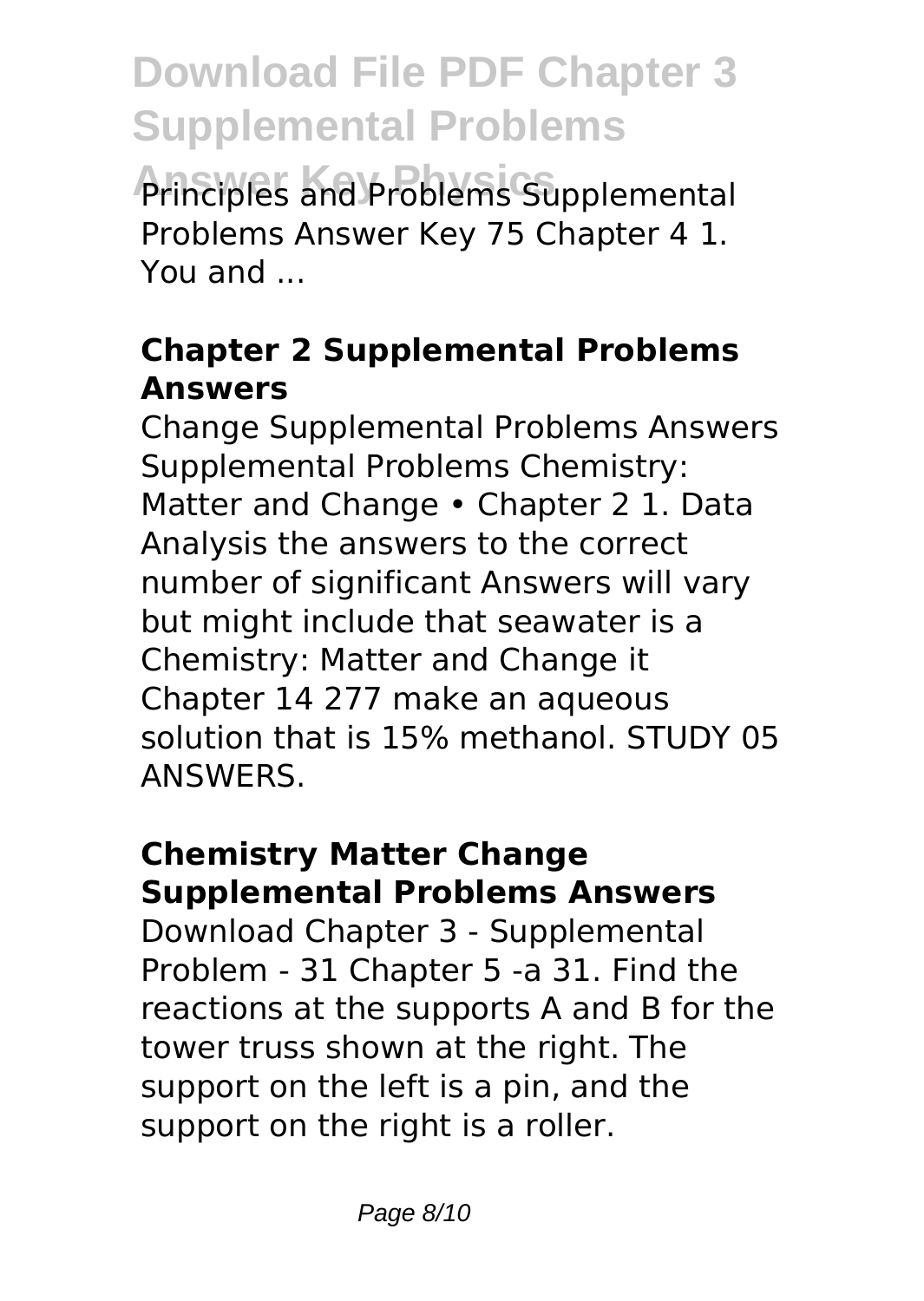Principles and Problems Supplemental Problems Answer Key 75 Chapter 4 1. You and ...

### Chapter 2 Supplemental Problems Answers

Change Supplemental Problems Answers Supplemental Problems Chemistry: Matter and Change • Chapter 2 1. Data Analysis the answers to the correct number of significant Answers will vary but might include that seawater is a Chemistry: Matter and Change it Chapter 14 277 make an aqueous solution that is 15% methanol. STUDY 05 ANSWERS.

### Chemistry Matter Change Supplemental Problems Answers

Download Chapter 3 - Supplemental Problem - 31 Chapter 5 -a 31. Find the reactions at the supports A and B for the tower truss shown at the right. The support on the left is a pin, and the support on the right is a roller.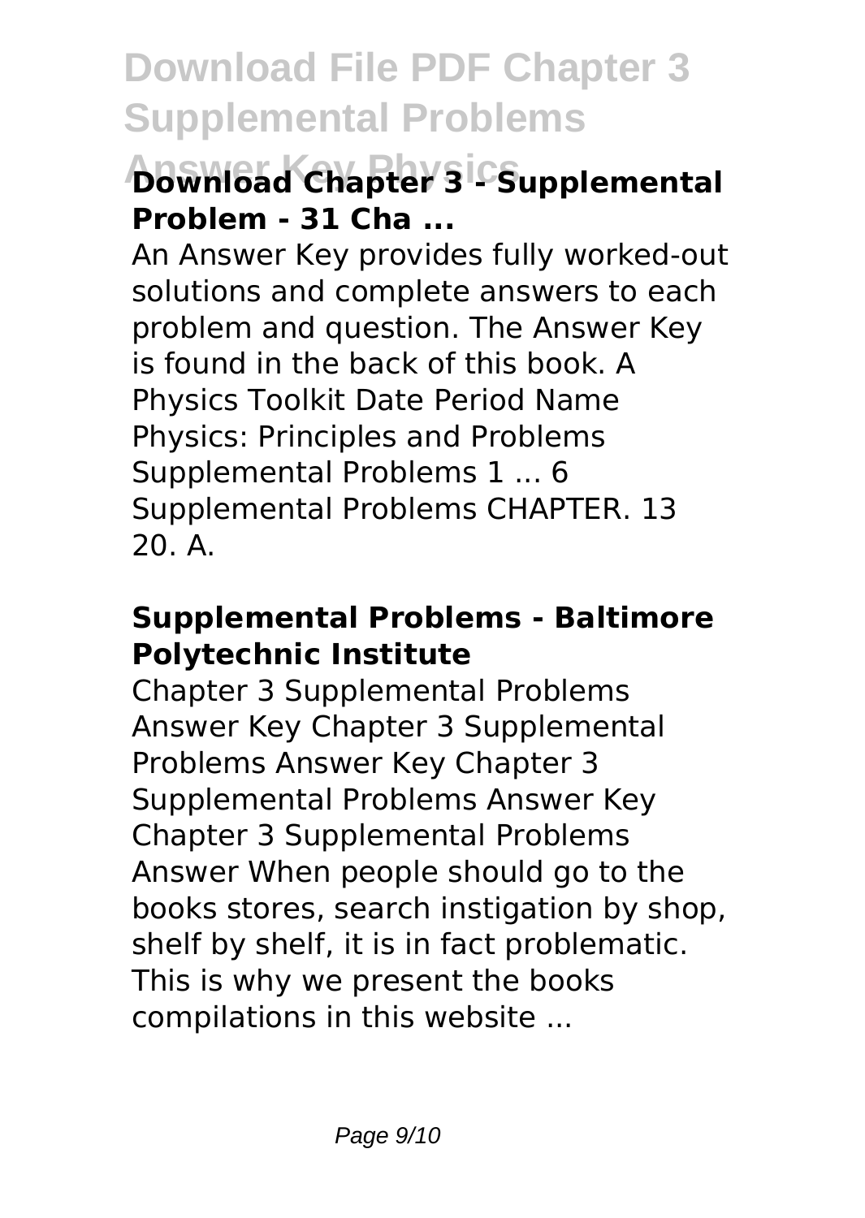## Download Chapter 3 - Supplemental Problem - 31 Cha ...

An Answer Key provides fully worked-out solutions and complete answers to each problem and question. The Answer Key is found in the back of this book. A Physics Toolkit Date Period Name Physics: Principles and Problems Supplemental Problems 1 ... 6 Supplemental Problems CHAPTER. 13 20. A.

## Supplemental Problems - Baltimore Polytechnic Institute

Chapter 3 Supplemental Problems Answer Key Chapter 3 Supplemental Problems Answer Key Chapter 3 Supplemental Problems Answer Key Chapter 3 Supplemental Problems Answer When people should go to the books stores, search instigation by shop, shelf by shelf, it is in fact problematic. This is why we present the books compilations in this website ...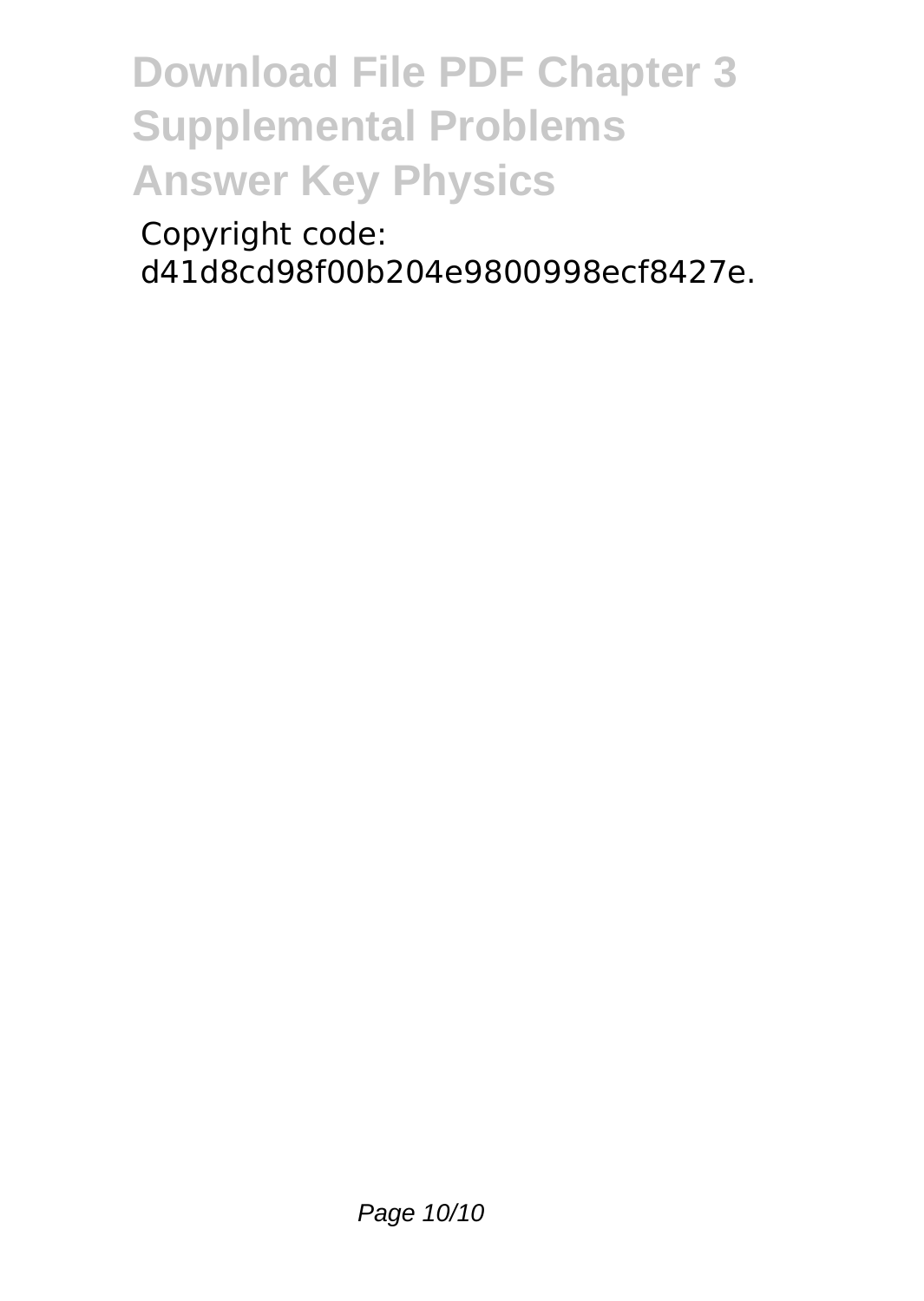Copyright code: d41d8cd98f00b204e9800998ecf8427e.